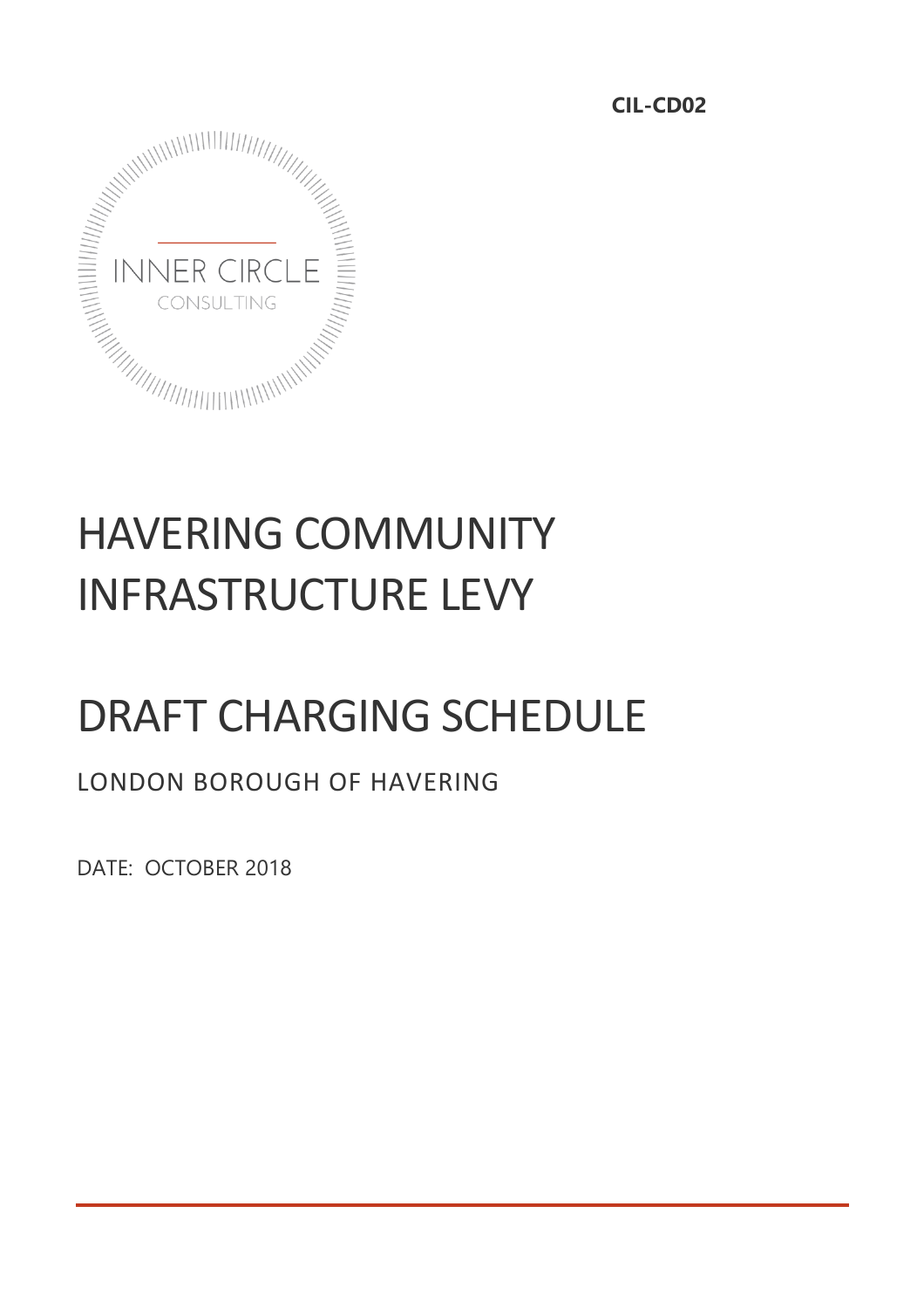**CIL-CD02**

INNER CIRCLE

CONSULTING

# HAVERING COMMUNITY INFRASTRUCTURE LEVY

# DRAFT CHARGING SCHEDULE

LONDON BOROUGH OF HAVERING

DATE: OCTOBER 2018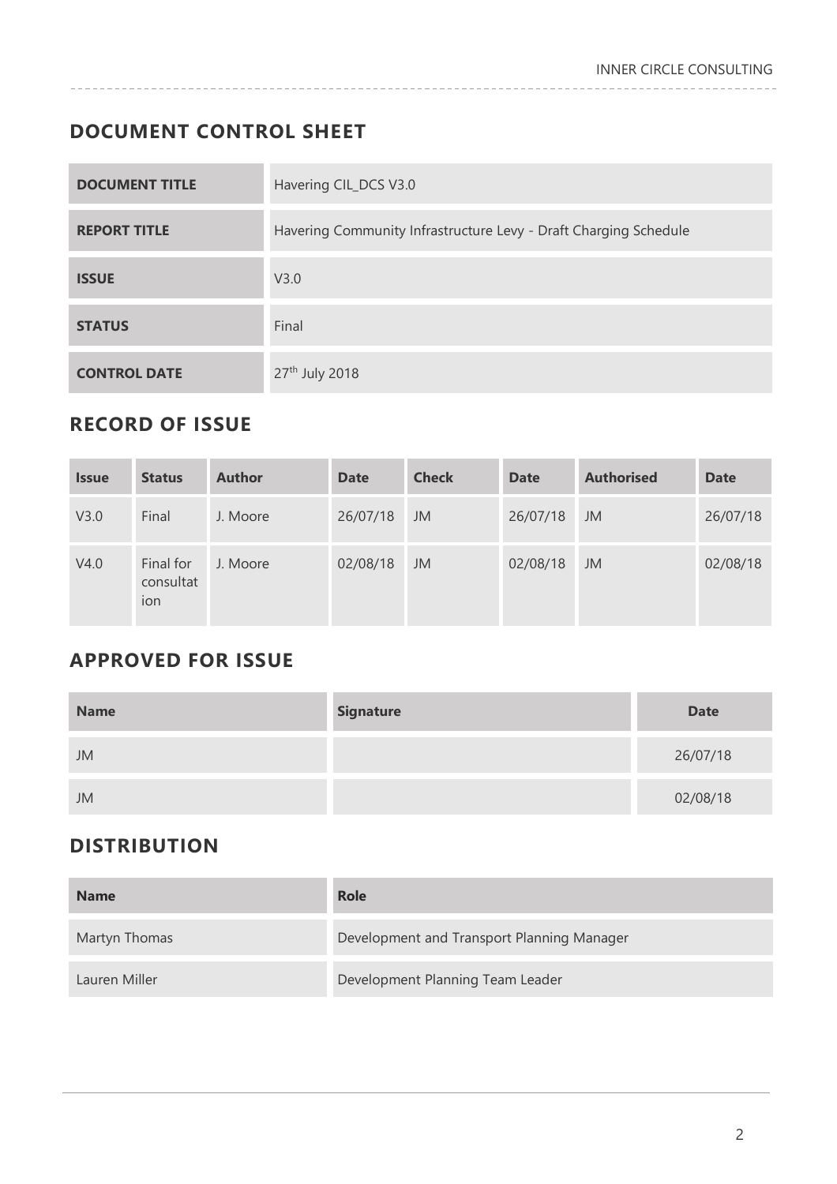## DOCUMENT CONTROL SHEET

| | |
|---|---|
| **DOCUMENT TITLE** | Havering CIL_DCS V3.0 |
| **REPORT TITLE** | Havering Community Infrastructure Levy - Draft Charging Schedule |
| **ISSUE** | V3.0 |
| **STATUS** | Final |
| **CONTROL DATE** | 27th July 2018 |

## RECORD OF ISSUE

| Issue | Status | Author | Date | Check | Date | Authorised | Date |
|---|---|---|---|---|---|---|---|
| V3.0 | Final | J. Moore | 26/07/18 | JM | 26/07/18 | JM | 26/07/18 |
| V4.0 | Final for consultation | J. Moore | 02/08/18 | JM | 02/08/18 | JM | 02/08/18 |

## APPROVED FOR ISSUE

| Name | Signature | Date |
|---|---|---|
| JM | | 26/07/18 |
| JM | | 02/08/18 |

## DISTRIBUTION

| Name | Role |
|---|---|
| Martyn Thomas | Development and Transport Planning Manager |
| Lauren Miller | Development Planning Team Leader |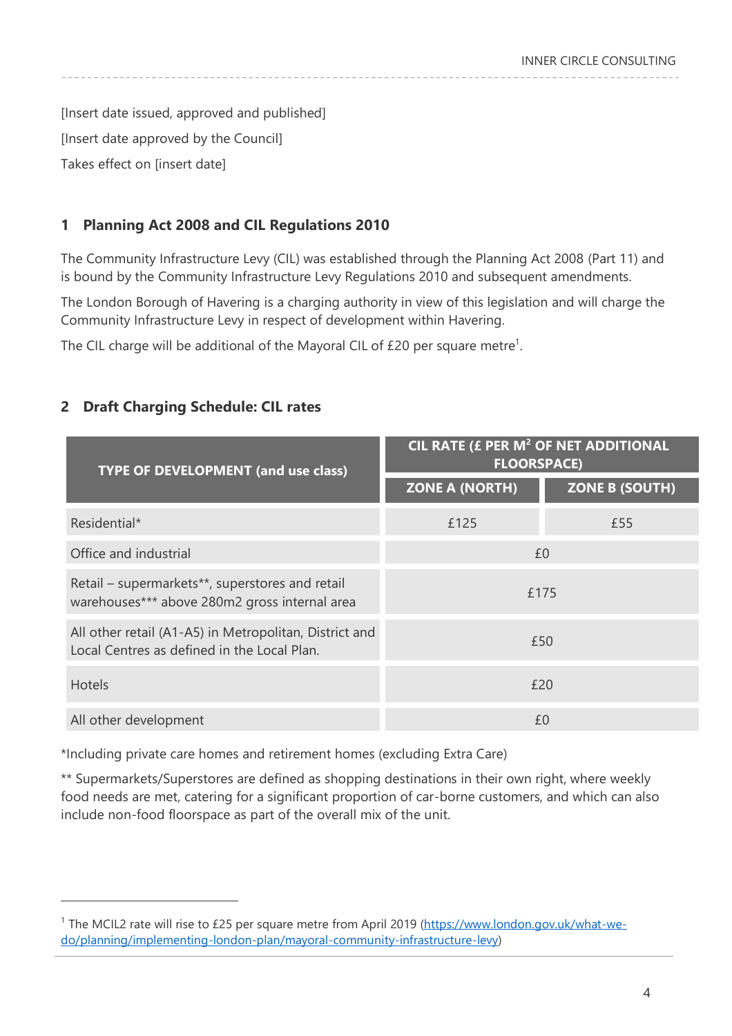[Insert date issued, approved and published]

[Insert date approved by the Council]

Takes effect on [insert date]

## 1 Planning Act 2008 and CIL Regulations 2010

The Community Infrastructure Levy (CIL) was established through the Planning Act 2008 (Part 11) and is bound by the Community Infrastructure Levy Regulations 2010 and subsequent amendments.

The London Borough of Havering is a charging authority in view of this legislation and will charge the Community Infrastructure Levy in respect of development within Havering.

The CIL charge will be additional of the Mayoral CIL of £20 per square metre[1].

## 2 Draft Charging Schedule: CIL rates

| TYPE OF DEVELOPMENT (and use class) | CIL RATE (£ PER M$^2$ OF NET ADDITIONAL FLOORSPACE) | |
|---|---|---|
| | ZONE A (NORTH) | ZONE B (SOUTH) |
| Residential* | £125 | £55 |
| Office and industrial | £0 | |
| Retail – supermarkets**, superstores and retail warehouses*** above 280m2 gross internal area | £175 | |
| All other retail (A1-A5) in Metropolitan, District and Local Centres as defined in the Local Plan. | £50 | |
| Hotels | £20 | |
| All other development | £0 | |

*Including private care homes and retirement homes (excluding Extra Care)

** Supermarkets/Superstores are defined as shopping destinations in their own right, where weekly food needs are met, catering for a significant proportion of car-borne customers, and which can also include non-food floorspace as part of the overall mix of the unit.

[1] The MCIL2 rate will rise to £25 per square metre from April 2019 (https://www.london.gov.uk/what-we-do/planning/implementing-london-plan/mayoral-community-infrastructure-levy)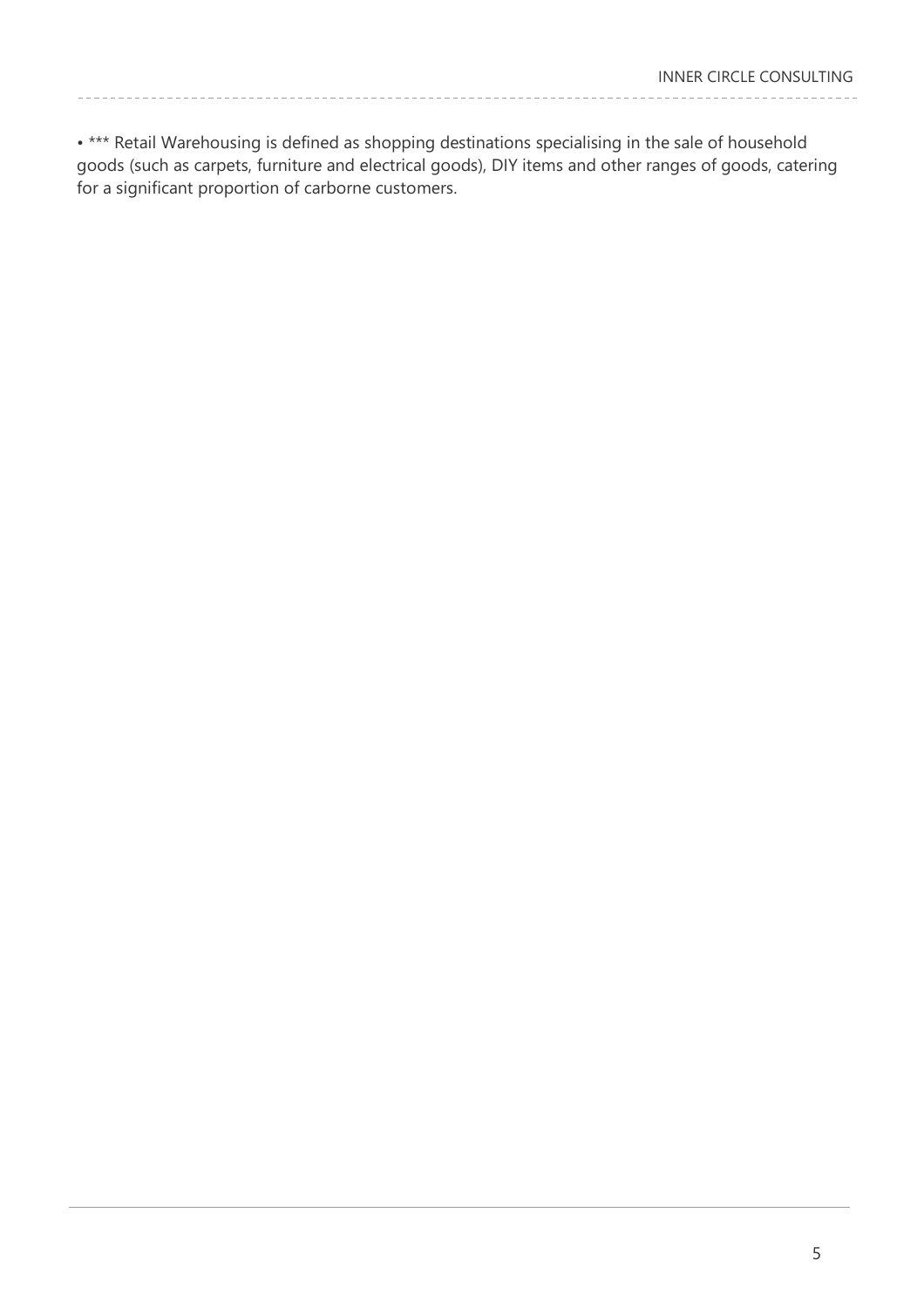• *** Retail Warehousing is defined as shopping destinations specialising in the sale of household goods (such as carpets, furniture and electrical goods), DIY items and other ranges of goods, catering for a significant proportion of carborne customers.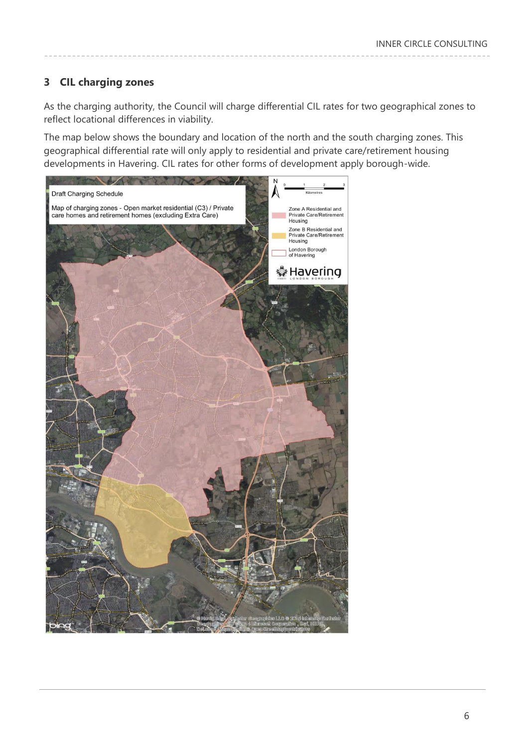## 3 CIL charging zones

As the charging authority, the Council will charge differential CIL rates for two geographical zones to reflect locational differences in viability.

The map below shows the boundary and location of the north and the south charging zones. This geographical differential rate will only apply to residential and private care/retirement housing developments in Havering. CIL rates for other forms of development apply borough-wide.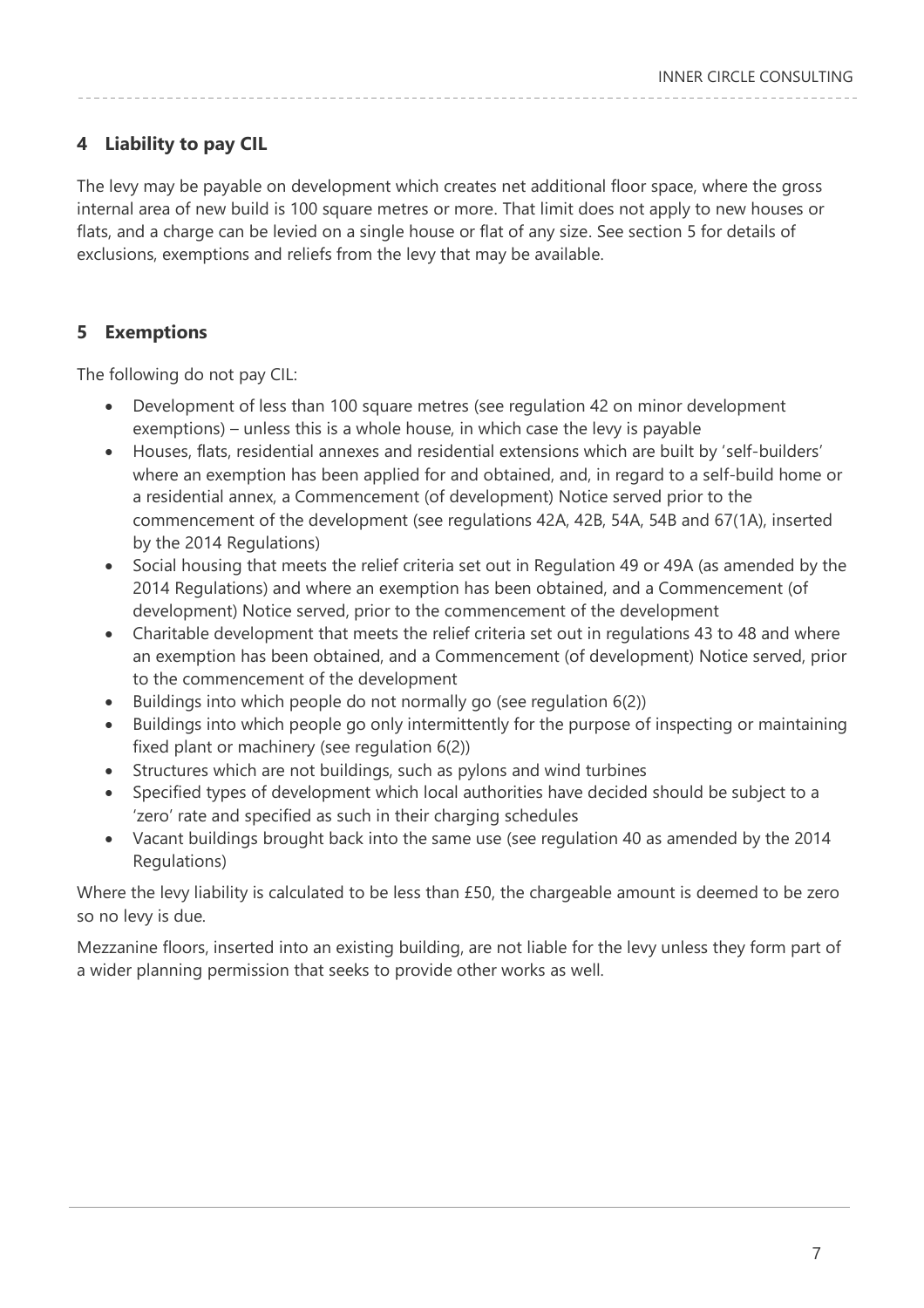## 4 Liability to pay CIL

The levy may be payable on development which creates net additional floor space, where the gross internal area of new build is 100 square metres or more. That limit does not apply to new houses or flats, and a charge can be levied on a single house or flat of any size. See section 5 for details of exclusions, exemptions and reliefs from the levy that may be available.

## 5 Exemptions

The following do not pay CIL:

- Development of less than 100 square metres (see regulation 42 on minor development exemptions) – unless this is a whole house, in which case the levy is payable
- Houses, flats, residential annexes and residential extensions which are built by 'self-builders' where an exemption has been applied for and obtained, and, in regard to a self-build home or a residential annex, a Commencement (of development) Notice served prior to the commencement of the development (see regulations 42A, 42B, 54A, 54B and 67(1A), inserted by the 2014 Regulations)
- Social housing that meets the relief criteria set out in Regulation 49 or 49A (as amended by the 2014 Regulations) and where an exemption has been obtained, and a Commencement (of development) Notice served, prior to the commencement of the development
- Charitable development that meets the relief criteria set out in regulations 43 to 48 and where an exemption has been obtained, and a Commencement (of development) Notice served, prior to the commencement of the development
- Buildings into which people do not normally go (see regulation 6(2))
- Buildings into which people go only intermittently for the purpose of inspecting or maintaining fixed plant or machinery (see regulation 6(2))
- Structures which are not buildings, such as pylons and wind turbines
- Specified types of development which local authorities have decided should be subject to a 'zero' rate and specified as such in their charging schedules
- Vacant buildings brought back into the same use (see regulation 40 as amended by the 2014 Regulations)

Where the levy liability is calculated to be less than £50, the chargeable amount is deemed to be zero so no levy is due.

Mezzanine floors, inserted into an existing building, are not liable for the levy unless they form part of a wider planning permission that seeks to provide other works as well.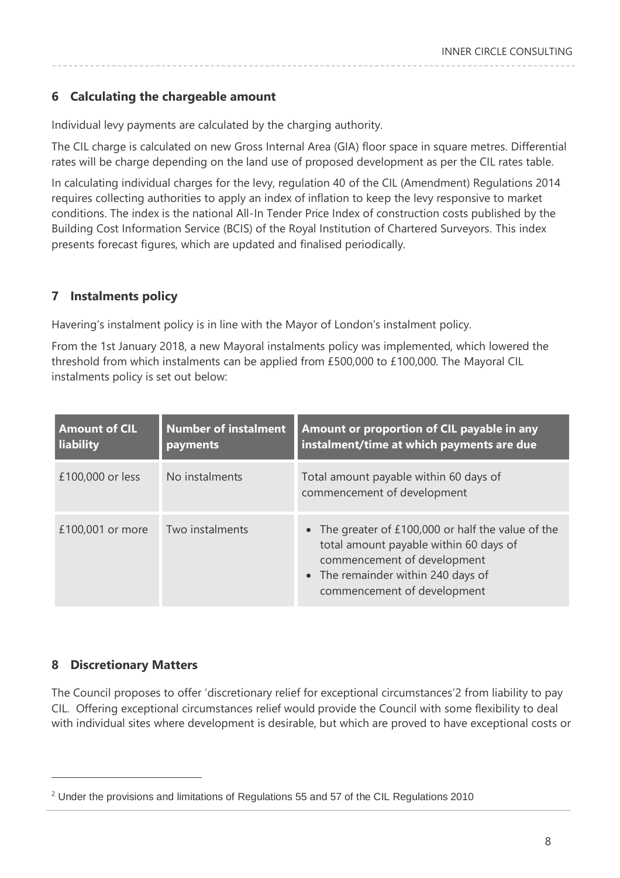## 6 Calculating the chargeable amount

Individual levy payments are calculated by the charging authority.

The CIL charge is calculated on new Gross Internal Area (GIA) floor space in square metres. Differential rates will be charge depending on the land use of proposed development as per the CIL rates table.

In calculating individual charges for the levy, regulation 40 of the CIL (Amendment) Regulations 2014 requires collecting authorities to apply an index of inflation to keep the levy responsive to market conditions. The index is the national All-In Tender Price Index of construction costs published by the Building Cost Information Service (BCIS) of the Royal Institution of Chartered Surveyors. This index presents forecast figures, which are updated and finalised periodically.

## 7 Instalments policy

Havering's instalment policy is in line with the Mayor of London's instalment policy.

From the 1st January 2018, a new Mayoral instalments policy was implemented, which lowered the threshold from which instalments can be applied from £500,000 to £100,000. The Mayoral CIL instalments policy is set out below:

| Amount of CIL liability | Number of instalment payments | Amount or proportion of CIL payable in any instalment/time at which payments are due |
|---|---|---|
| £100,000 or less | No instalments | Total amount payable within 60 days of commencement of development |
| £100,001 or more | Two instalments | • The greater of £100,000 or half the value of the total amount payable within 60 days of commencement of development<br>• The remainder within 240 days of commencement of development |

## 8 Discretionary Matters

The Council proposes to offer 'discretionary relief for exceptional circumstances'[2] from liability to pay CIL. Offering exceptional circumstances relief would provide the Council with some flexibility to deal with individual sites where development is desirable, but which are proved to have exceptional costs or

[2] Under the provisions and limitations of Regulations 55 and 57 of the CIL Regulations 2010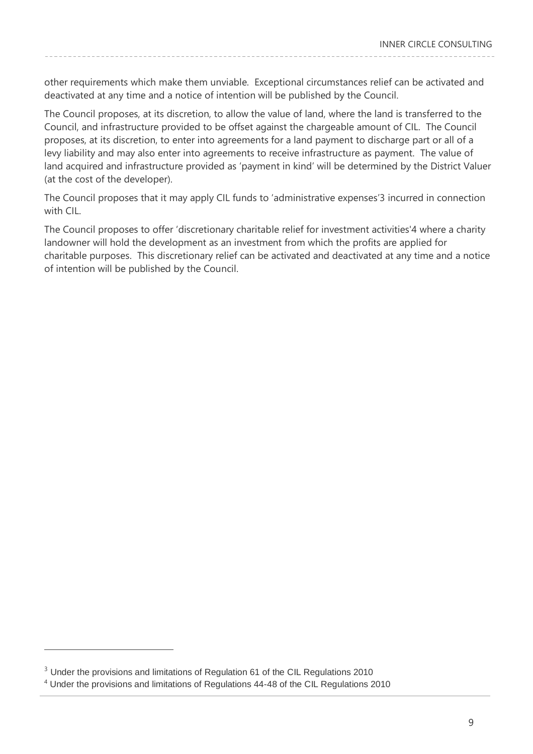other requirements which make them unviable. Exceptional circumstances relief can be activated and deactivated at any time and a notice of intention will be published by the Council.

The Council proposes, at its discretion, to allow the value of land, where the land is transferred to the Council, and infrastructure provided to be offset against the chargeable amount of CIL. The Council proposes, at its discretion, to enter into agreements for a land payment to discharge part or all of a levy liability and may also enter into agreements to receive infrastructure as payment. The value of land acquired and infrastructure provided as 'payment in kind' will be determined by the District Valuer (at the cost of the developer).

The Council proposes that it may apply CIL funds to 'administrative expenses'[3] incurred in connection with CIL.

The Council proposes to offer 'discretionary charitable relief for investment activities'[4] where a charity landowner will hold the development as an investment from which the profits are applied for charitable purposes. This discretionary relief can be activated and deactivated at any time and a notice of intention will be published by the Council.

[3] Under the provisions and limitations of Regulation 61 of the CIL Regulations 2010

[4] Under the provisions and limitations of Regulations 44-48 of the CIL Regulations 2010